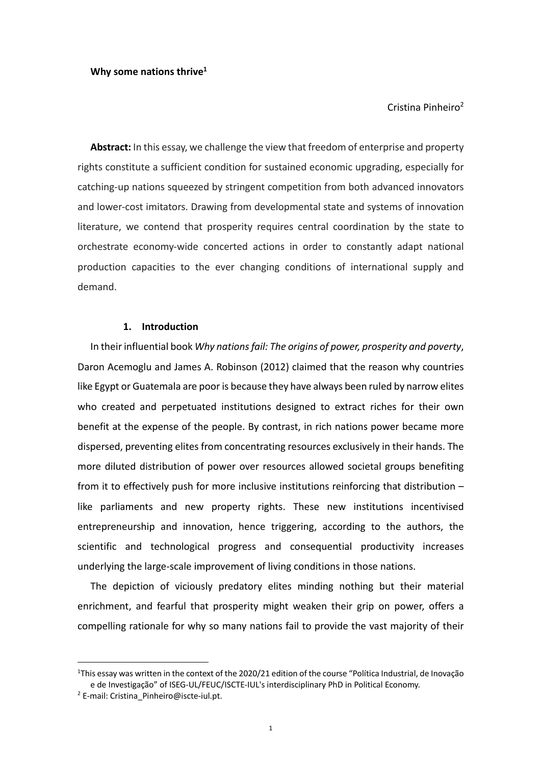**Why some nations thrive**[1]

Cristina Pinheiro[2]

**Abstract:** In this essay, we challenge the view that freedom of enterprise and property rights constitute a sufficient condition for sustained economic upgrading, especially for catching-up nations squeezed by stringent competition from both advanced innovators and lower-cost imitators. Drawing from developmental state and systems of innovation literature, we contend that prosperity requires central coordination by the state to orchestrate economy-wide concerted actions in order to constantly adapt national production capacities to the ever changing conditions of international supply and demand.

## 1. Introduction

In their influential book *Why nations fail: The origins of power, prosperity and poverty*, Daron Acemoglu and James A. Robinson (2012) claimed that the reason why countries like Egypt or Guatemala are poor is because they have always been ruled by narrow elites who created and perpetuated institutions designed to extract riches for their own benefit at the expense of the people. By contrast, in rich nations power became more dispersed, preventing elites from concentrating resources exclusively in their hands. The more diluted distribution of power over resources allowed societal groups benefiting from it to effectively push for more inclusive institutions reinforcing that distribution – like parliaments and new property rights. These new institutions incentivised entrepreneurship and innovation, hence triggering, according to the authors, the scientific and technological progress and consequential productivity increases underlying the large-scale improvement of living conditions in those nations.

The depiction of viciously predatory elites minding nothing but their material enrichment, and fearful that prosperity might weaken their grip on power, offers a compelling rationale for why so many nations fail to provide the vast majority of their

---

[1] This essay was written in the context of the 2020/21 edition of the course "Política Industrial, de Inovação e de Investigação" of ISEG-UL/FEUC/ISCTE-IUL's interdisciplinary PhD in Political Economy.

[2] E-mail: Cristina_Pinheiro@iscte-iul.pt.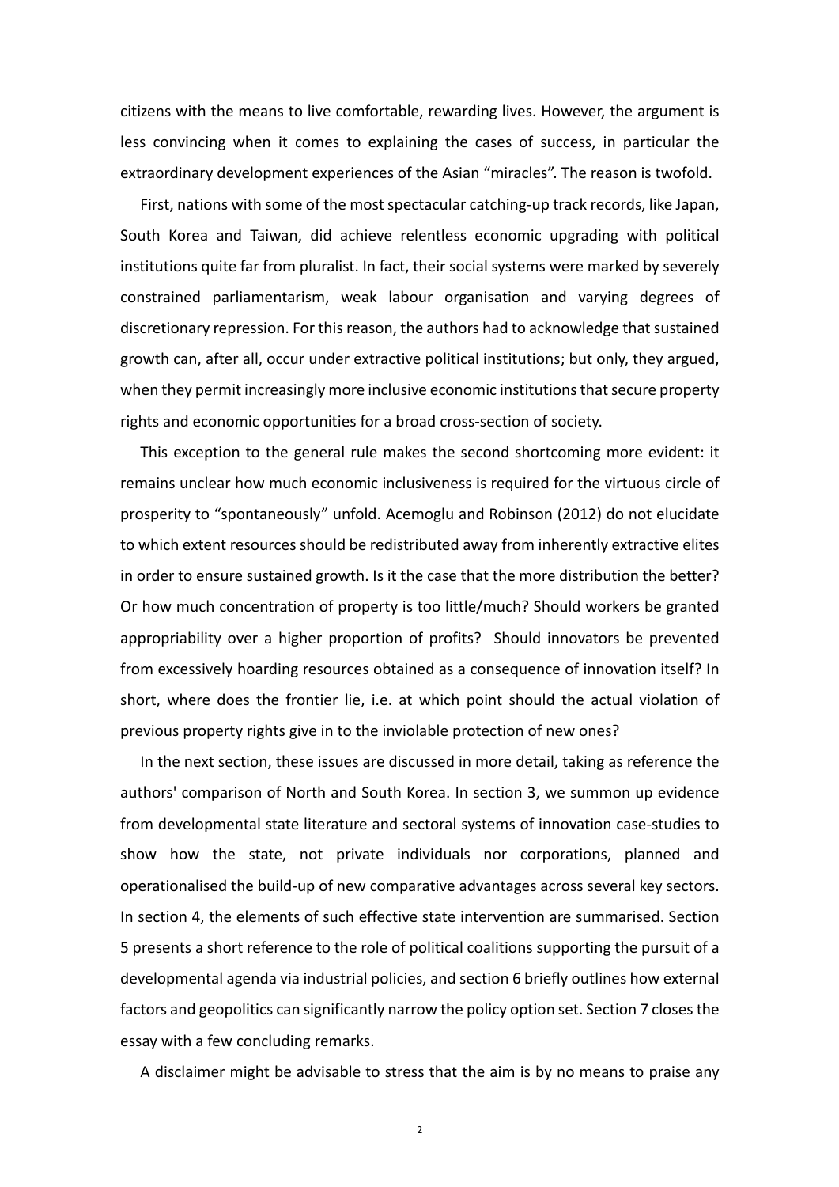citizens with the means to live comfortable, rewarding lives. However, the argument is less convincing when it comes to explaining the cases of success, in particular the extraordinary development experiences of the Asian "miracles". The reason is twofold.

First, nations with some of the most spectacular catching-up track records, like Japan, South Korea and Taiwan, did achieve relentless economic upgrading with political institutions quite far from pluralist. In fact, their social systems were marked by severely constrained parliamentarism, weak labour organisation and varying degrees of discretionary repression. For this reason, the authors had to acknowledge that sustained growth can, after all, occur under extractive political institutions; but only, they argued, when they permit increasingly more inclusive economic institutions that secure property rights and economic opportunities for a broad cross-section of society.

This exception to the general rule makes the second shortcoming more evident: it remains unclear how much economic inclusiveness is required for the virtuous circle of prosperity to "spontaneously" unfold. Acemoglu and Robinson (2012) do not elucidate to which extent resources should be redistributed away from inherently extractive elites in order to ensure sustained growth. Is it the case that the more distribution the better? Or how much concentration of property is too little/much? Should workers be granted appropriability over a higher proportion of profits? Should innovators be prevented from excessively hoarding resources obtained as a consequence of innovation itself? In short, where does the frontier lie, i.e. at which point should the actual violation of previous property rights give in to the inviolable protection of new ones?

In the next section, these issues are discussed in more detail, taking as reference the authors' comparison of North and South Korea. In section 3, we summon up evidence from developmental state literature and sectoral systems of innovation case-studies to show how the state, not private individuals nor corporations, planned and operationalised the build-up of new comparative advantages across several key sectors. In section 4, the elements of such effective state intervention are summarised. Section 5 presents a short reference to the role of political coalitions supporting the pursuit of a developmental agenda via industrial policies, and section 6 briefly outlines how external factors and geopolitics can significantly narrow the policy option set. Section 7 closes the essay with a few concluding remarks.

A disclaimer might be advisable to stress that the aim is by no means to praise any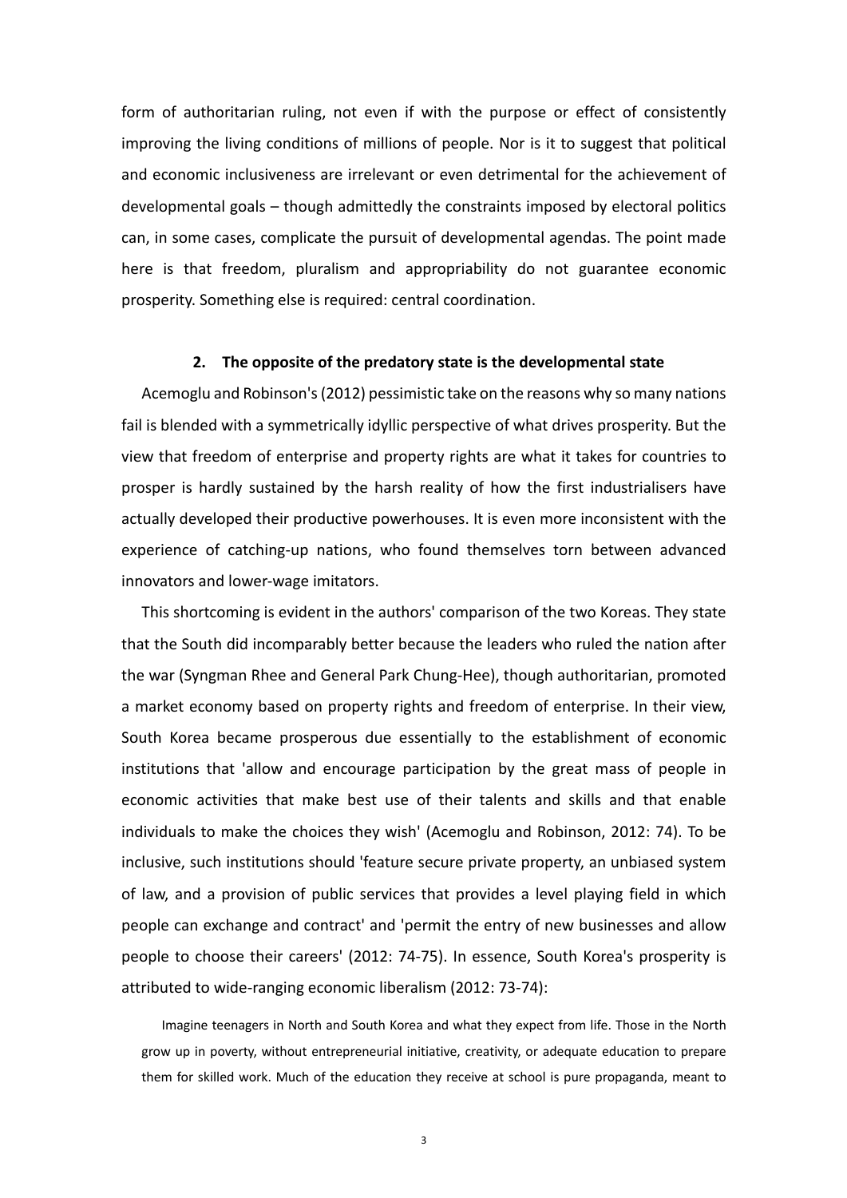form of authoritarian ruling, not even if with the purpose or effect of consistently improving the living conditions of millions of people. Nor is it to suggest that political and economic inclusiveness are irrelevant or even detrimental for the achievement of developmental goals – though admittedly the constraints imposed by electoral politics can, in some cases, complicate the pursuit of developmental agendas. The point made here is that freedom, pluralism and appropriability do not guarantee economic prosperity. Something else is required: central coordination.

## 2. The opposite of the predatory state is the developmental state

Acemoglu and Robinson's (2012) pessimistic take on the reasons why so many nations fail is blended with a symmetrically idyllic perspective of what drives prosperity. But the view that freedom of enterprise and property rights are what it takes for countries to prosper is hardly sustained by the harsh reality of how the first industrialisers have actually developed their productive powerhouses. It is even more inconsistent with the experience of catching-up nations, who found themselves torn between advanced innovators and lower-wage imitators.

This shortcoming is evident in the authors' comparison of the two Koreas. They state that the South did incomparably better because the leaders who ruled the nation after the war (Syngman Rhee and General Park Chung-Hee), though authoritarian, promoted a market economy based on property rights and freedom of enterprise. In their view, South Korea became prosperous due essentially to the establishment of economic institutions that 'allow and encourage participation by the great mass of people in economic activities that make best use of their talents and skills and that enable individuals to make the choices they wish' (Acemoglu and Robinson, 2012: 74). To be inclusive, such institutions should 'feature secure private property, an unbiased system of law, and a provision of public services that provides a level playing field in which people can exchange and contract' and 'permit the entry of new businesses and allow people to choose their careers' (2012: 74-75). In essence, South Korea's prosperity is attributed to wide-ranging economic liberalism (2012: 73-74):

> Imagine teenagers in North and South Korea and what they expect from life. Those in the North grow up in poverty, without entrepreneurial initiative, creativity, or adequate education to prepare them for skilled work. Much of the education they receive at school is pure propaganda, meant to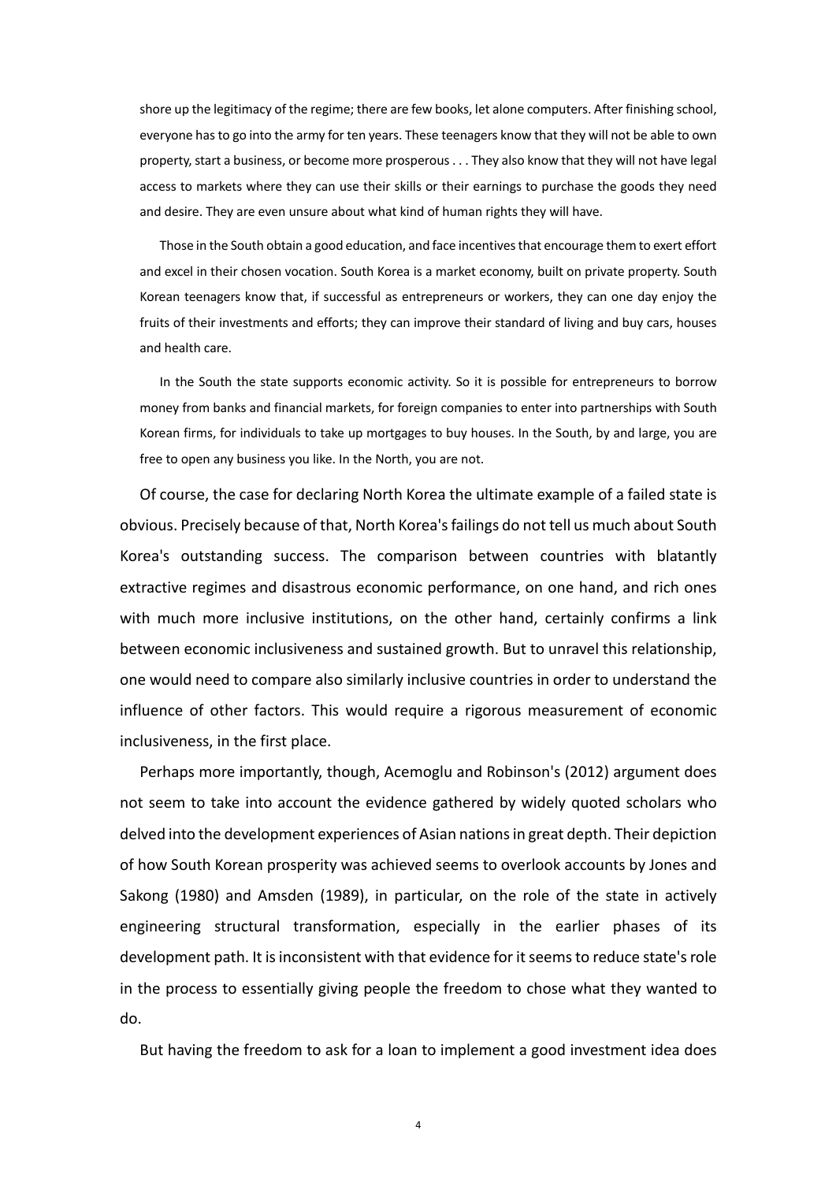> shore up the legitimacy of the regime; there are few books, let alone computers. After finishing school, everyone has to go into the army for ten years. These teenagers know that they will not be able to own property, start a business, or become more prosperous . . . They also know that they will not have legal access to markets where they can use their skills or their earnings to purchase the goods they need and desire. They are even unsure about what kind of human rights they will have.
>
> Those in the South obtain a good education, and face incentives that encourage them to exert effort and excel in their chosen vocation. South Korea is a market economy, built on private property. South Korean teenagers know that, if successful as entrepreneurs or workers, they can one day enjoy the fruits of their investments and efforts; they can improve their standard of living and buy cars, houses and health care.
>
> In the South the state supports economic activity. So it is possible for entrepreneurs to borrow money from banks and financial markets, for foreign companies to enter into partnerships with South Korean firms, for individuals to take up mortgages to buy houses. In the South, by and large, you are free to open any business you like. In the North, you are not.

Of course, the case for declaring North Korea the ultimate example of a failed state is obvious. Precisely because of that, North Korea's failings do not tell us much about South Korea's outstanding success. The comparison between countries with blatantly extractive regimes and disastrous economic performance, on one hand, and rich ones with much more inclusive institutions, on the other hand, certainly confirms a link between economic inclusiveness and sustained growth. But to unravel this relationship, one would need to compare also similarly inclusive countries in order to understand the influence of other factors. This would require a rigorous measurement of economic inclusiveness, in the first place.

Perhaps more importantly, though, Acemoglu and Robinson's (2012) argument does not seem to take into account the evidence gathered by widely quoted scholars who delved into the development experiences of Asian nations in great depth. Their depiction of how South Korean prosperity was achieved seems to overlook accounts by Jones and Sakong (1980) and Amsden (1989), in particular, on the role of the state in actively engineering structural transformation, especially in the earlier phases of its development path. It is inconsistent with that evidence for it seems to reduce state's role in the process to essentially giving people the freedom to chose what they wanted to do.

But having the freedom to ask for a loan to implement a good investment idea does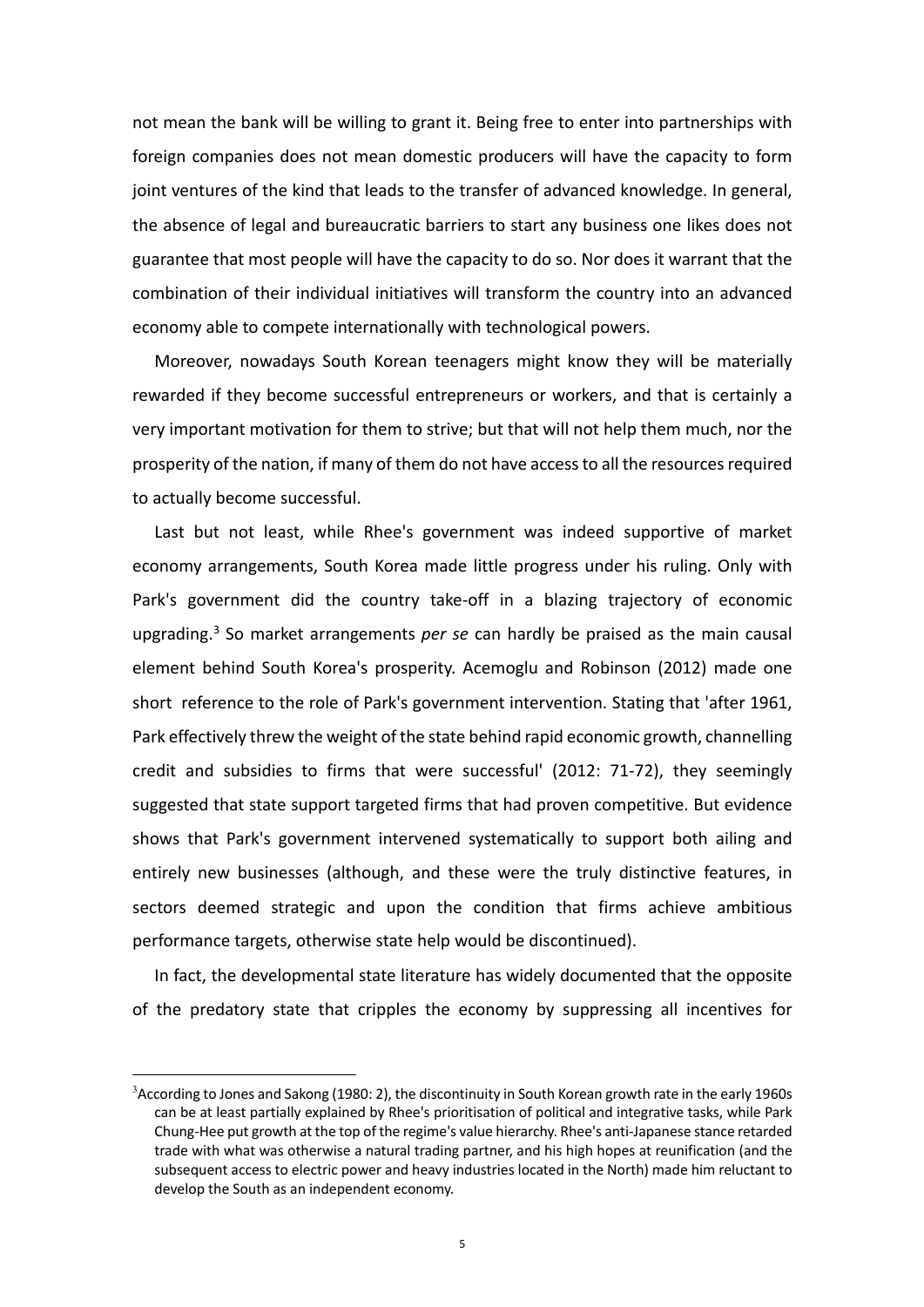not mean the bank will be willing to grant it. Being free to enter into partnerships with foreign companies does not mean domestic producers will have the capacity to form joint ventures of the kind that leads to the transfer of advanced knowledge. In general, the absence of legal and bureaucratic barriers to start any business one likes does not guarantee that most people will have the capacity to do so. Nor does it warrant that the combination of their individual initiatives will transform the country into an advanced economy able to compete internationally with technological powers.

Moreover, nowadays South Korean teenagers might know they will be materially rewarded if they become successful entrepreneurs or workers, and that is certainly a very important motivation for them to strive; but that will not help them much, nor the prosperity of the nation, if many of them do not have access to all the resources required to actually become successful.

Last but not least, while Rhee's government was indeed supportive of market economy arrangements, South Korea made little progress under his ruling. Only with Park's government did the country take-off in a blazing trajectory of economic upgrading.[3] So market arrangements *per se* can hardly be praised as the main causal element behind South Korea's prosperity. Acemoglu and Robinson (2012) made one short reference to the role of Park's government intervention. Stating that 'after 1961, Park effectively threw the weight of the state behind rapid economic growth, channelling credit and subsidies to firms that were successful' (2012: 71-72), they seemingly suggested that state support targeted firms that had proven competitive. But evidence shows that Park's government intervened systematically to support both ailing and entirely new businesses (although, and these were the truly distinctive features, in sectors deemed strategic and upon the condition that firms achieve ambitious performance targets, otherwise state help would be discontinued).

In fact, the developmental state literature has widely documented that the opposite of the predatory state that cripples the economy by suppressing all incentives for

---

[3] According to Jones and Sakong (1980: 2), the discontinuity in South Korean growth rate in the early 1960s can be at least partially explained by Rhee's prioritisation of political and integrative tasks, while Park Chung-Hee put growth at the top of the regime's value hierarchy. Rhee's anti-Japanese stance retarded trade with what was otherwise a natural trading partner, and his high hopes at reunification (and the subsequent access to electric power and heavy industries located in the North) made him reluctant to develop the South as an independent economy.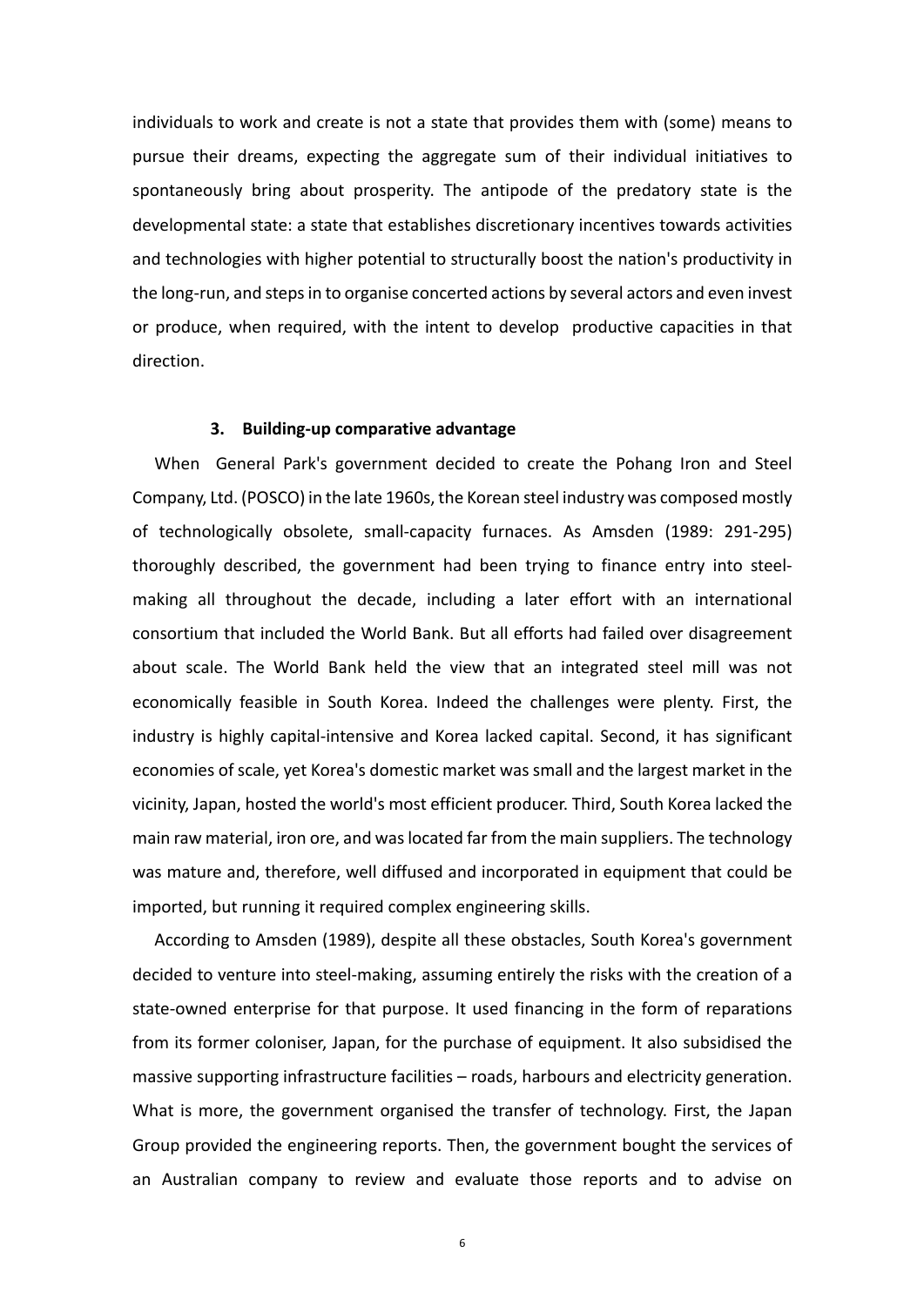individuals to work and create is not a state that provides them with (some) means to pursue their dreams, expecting the aggregate sum of their individual initiatives to spontaneously bring about prosperity. The antipode of the predatory state is the developmental state: a state that establishes discretionary incentives towards activities and technologies with higher potential to structurally boost the nation's productivity in the long-run, and steps in to organise concerted actions by several actors and even invest or produce, when required, with the intent to develop productive capacities in that direction.

## 3. Building-up comparative advantage

When General Park's government decided to create the Pohang Iron and Steel Company, Ltd. (POSCO) in the late 1960s, the Korean steel industry was composed mostly of technologically obsolete, small-capacity furnaces. As Amsden (1989: 291-295) thoroughly described, the government had been trying to finance entry into steel-making all throughout the decade, including a later effort with an international consortium that included the World Bank. But all efforts had failed over disagreement about scale. The World Bank held the view that an integrated steel mill was not economically feasible in South Korea. Indeed the challenges were plenty. First, the industry is highly capital-intensive and Korea lacked capital. Second, it has significant economies of scale, yet Korea's domestic market was small and the largest market in the vicinity, Japan, hosted the world's most efficient producer. Third, South Korea lacked the main raw material, iron ore, and was located far from the main suppliers. The technology was mature and, therefore, well diffused and incorporated in equipment that could be imported, but running it required complex engineering skills.

According to Amsden (1989), despite all these obstacles, South Korea's government decided to venture into steel-making, assuming entirely the risks with the creation of a state-owned enterprise for that purpose. It used financing in the form of reparations from its former coloniser, Japan, for the purchase of equipment. It also subsidised the massive supporting infrastructure facilities – roads, harbours and electricity generation. What is more, the government organised the transfer of technology. First, the Japan Group provided the engineering reports. Then, the government bought the services of an Australian company to review and evaluate those reports and to advise on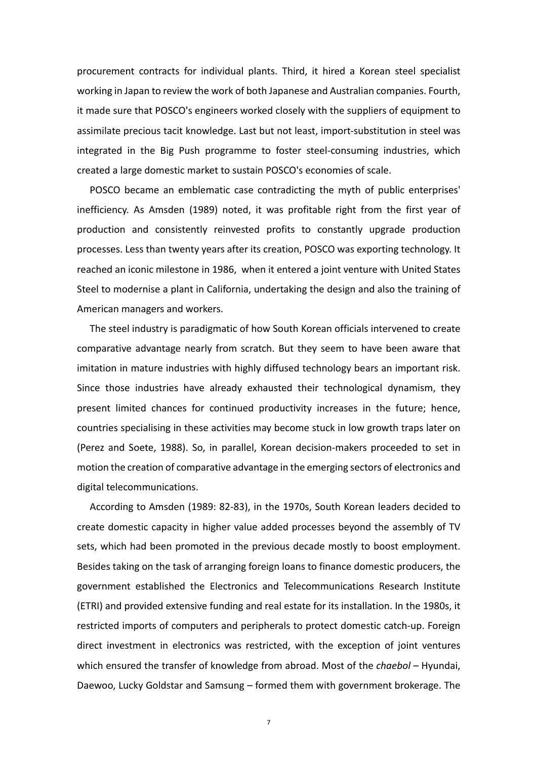procurement contracts for individual plants. Third, it hired a Korean steel specialist working in Japan to review the work of both Japanese and Australian companies. Fourth, it made sure that POSCO's engineers worked closely with the suppliers of equipment to assimilate precious tacit knowledge. Last but not least, import-substitution in steel was integrated in the Big Push programme to foster steel-consuming industries, which created a large domestic market to sustain POSCO's economies of scale.

POSCO became an emblematic case contradicting the myth of public enterprises' inefficiency. As Amsden (1989) noted, it was profitable right from the first year of production and consistently reinvested profits to constantly upgrade production processes. Less than twenty years after its creation, POSCO was exporting technology. It reached an iconic milestone in 1986, when it entered a joint venture with United States Steel to modernise a plant in California, undertaking the design and also the training of American managers and workers.

The steel industry is paradigmatic of how South Korean officials intervened to create comparative advantage nearly from scratch. But they seem to have been aware that imitation in mature industries with highly diffused technology bears an important risk. Since those industries have already exhausted their technological dynamism, they present limited chances for continued productivity increases in the future; hence, countries specialising in these activities may become stuck in low growth traps later on (Perez and Soete, 1988). So, in parallel, Korean decision-makers proceeded to set in motion the creation of comparative advantage in the emerging sectors of electronics and digital telecommunications.

According to Amsden (1989: 82-83), in the 1970s, South Korean leaders decided to create domestic capacity in higher value added processes beyond the assembly of TV sets, which had been promoted in the previous decade mostly to boost employment. Besides taking on the task of arranging foreign loans to finance domestic producers, the government established the Electronics and Telecommunications Research Institute (ETRI) and provided extensive funding and real estate for its installation. In the 1980s, it restricted imports of computers and peripherals to protect domestic catch-up. Foreign direct investment in electronics was restricted, with the exception of joint ventures which ensured the transfer of knowledge from abroad. Most of the *chaebol* – Hyundai, Daewoo, Lucky Goldstar and Samsung – formed them with government brokerage. The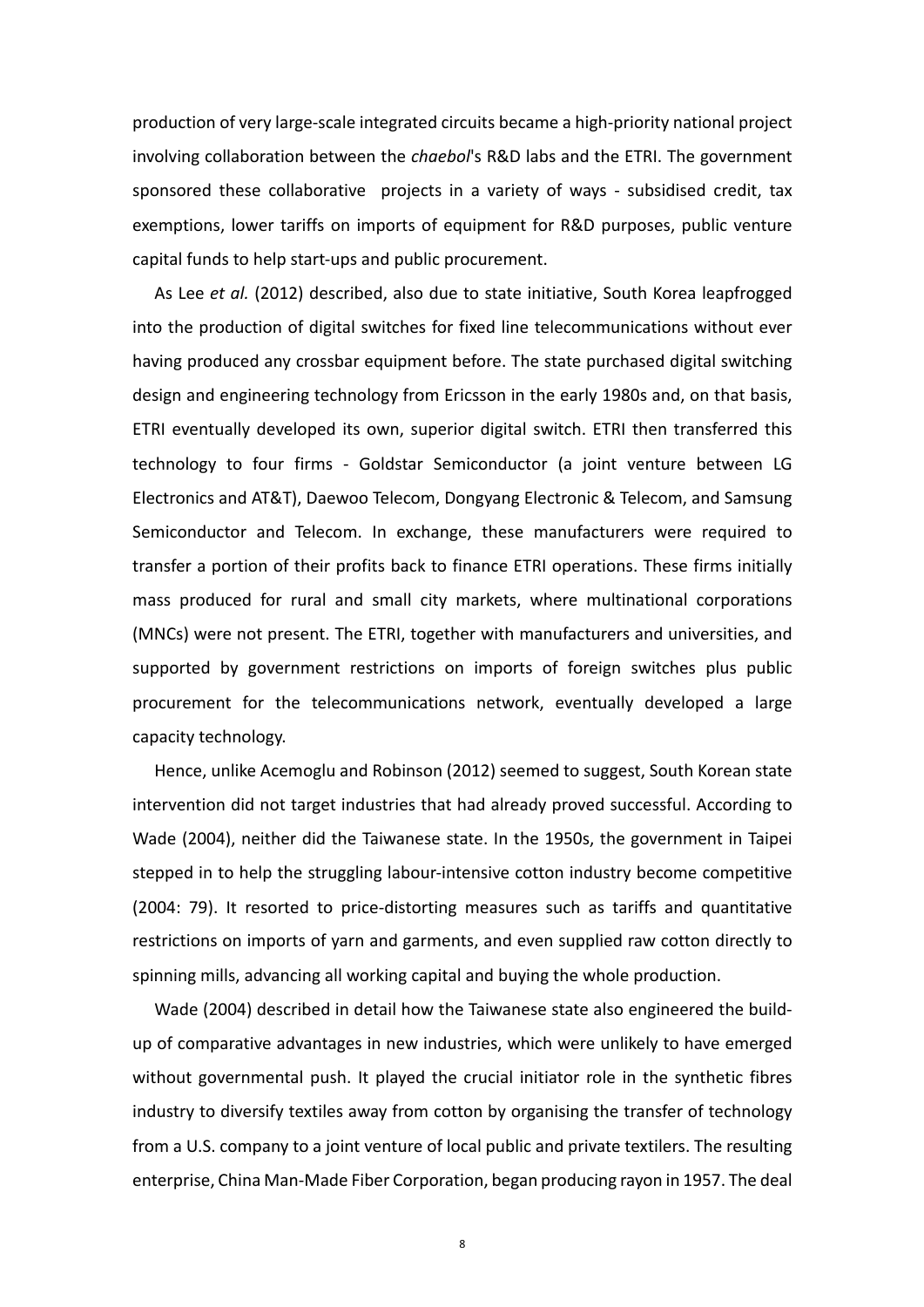production of very large-scale integrated circuits became a high-priority national project involving collaboration between the *chaebol*'s R&D labs and the ETRI. The government sponsored these collaborative projects in a variety of ways - subsidised credit, tax exemptions, lower tariffs on imports of equipment for R&D purposes, public venture capital funds to help start-ups and public procurement.

As Lee *et al.* (2012) described, also due to state initiative, South Korea leapfrogged into the production of digital switches for fixed line telecommunications without ever having produced any crossbar equipment before. The state purchased digital switching design and engineering technology from Ericsson in the early 1980s and, on that basis, ETRI eventually developed its own, superior digital switch. ETRI then transferred this technology to four firms - Goldstar Semiconductor (a joint venture between LG Electronics and AT&T), Daewoo Telecom, Dongyang Electronic & Telecom, and Samsung Semiconductor and Telecom. In exchange, these manufacturers were required to transfer a portion of their profits back to finance ETRI operations. These firms initially mass produced for rural and small city markets, where multinational corporations (MNCs) were not present. The ETRI, together with manufacturers and universities, and supported by government restrictions on imports of foreign switches plus public procurement for the telecommunications network, eventually developed a large capacity technology.

Hence, unlike Acemoglu and Robinson (2012) seemed to suggest, South Korean state intervention did not target industries that had already proved successful. According to Wade (2004), neither did the Taiwanese state. In the 1950s, the government in Taipei stepped in to help the struggling labour-intensive cotton industry become competitive (2004: 79). It resorted to price-distorting measures such as tariffs and quantitative restrictions on imports of yarn and garments, and even supplied raw cotton directly to spinning mills, advancing all working capital and buying the whole production.

Wade (2004) described in detail how the Taiwanese state also engineered the build-up of comparative advantages in new industries, which were unlikely to have emerged without governmental push. It played the crucial initiator role in the synthetic fibres industry to diversify textiles away from cotton by organising the transfer of technology from a U.S. company to a joint venture of local public and private textilers. The resulting enterprise, China Man-Made Fiber Corporation, began producing rayon in 1957. The deal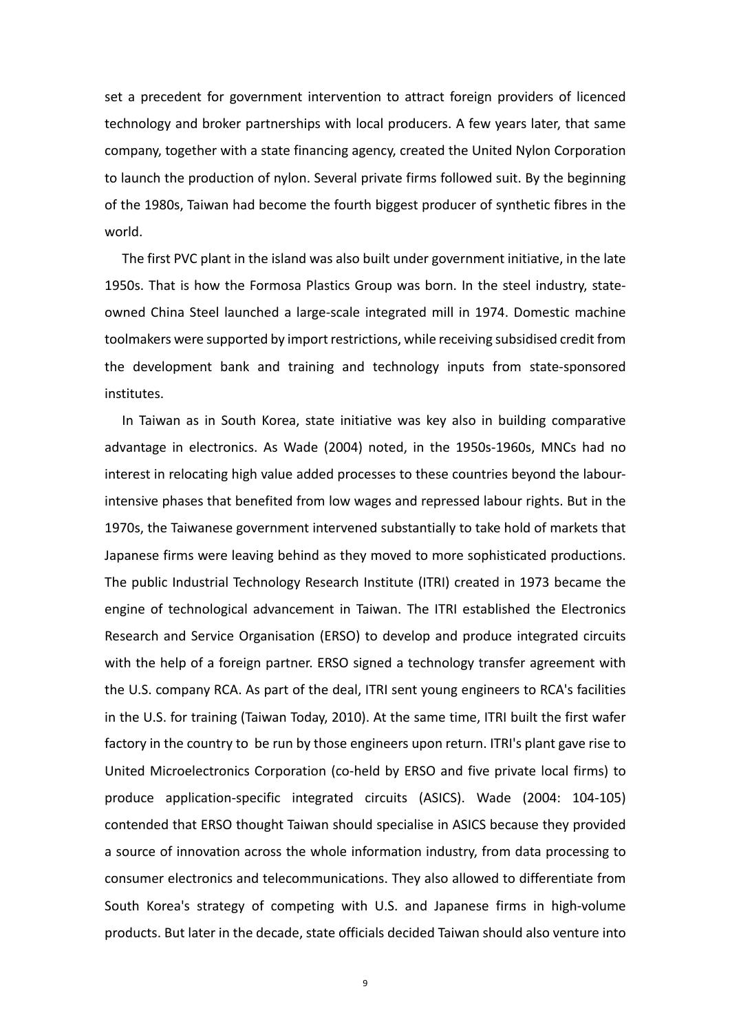set a precedent for government intervention to attract foreign providers of licenced technology and broker partnerships with local producers. A few years later, that same company, together with a state financing agency, created the United Nylon Corporation to launch the production of nylon. Several private firms followed suit. By the beginning of the 1980s, Taiwan had become the fourth biggest producer of synthetic fibres in the world.

The first PVC plant in the island was also built under government initiative, in the late 1950s. That is how the Formosa Plastics Group was born. In the steel industry, state-owned China Steel launched a large-scale integrated mill in 1974. Domestic machine toolmakers were supported by import restrictions, while receiving subsidised credit from the development bank and training and technology inputs from state-sponsored institutes.

In Taiwan as in South Korea, state initiative was key also in building comparative advantage in electronics. As Wade (2004) noted, in the 1950s-1960s, MNCs had no interest in relocating high value added processes to these countries beyond the labour-intensive phases that benefited from low wages and repressed labour rights. But in the 1970s, the Taiwanese government intervened substantially to take hold of markets that Japanese firms were leaving behind as they moved to more sophisticated productions. The public Industrial Technology Research Institute (ITRI) created in 1973 became the engine of technological advancement in Taiwan. The ITRI established the Electronics Research and Service Organisation (ERSO) to develop and produce integrated circuits with the help of a foreign partner. ERSO signed a technology transfer agreement with the U.S. company RCA. As part of the deal, ITRI sent young engineers to RCA's facilities in the U.S. for training (Taiwan Today, 2010). At the same time, ITRI built the first wafer factory in the country to be run by those engineers upon return. ITRI's plant gave rise to United Microelectronics Corporation (co-held by ERSO and five private local firms) to produce application-specific integrated circuits (ASICS). Wade (2004: 104-105) contended that ERSO thought Taiwan should specialise in ASICS because they provided a source of innovation across the whole information industry, from data processing to consumer electronics and telecommunications. They also allowed to differentiate from South Korea's strategy of competing with U.S. and Japanese firms in high-volume products. But later in the decade, state officials decided Taiwan should also venture into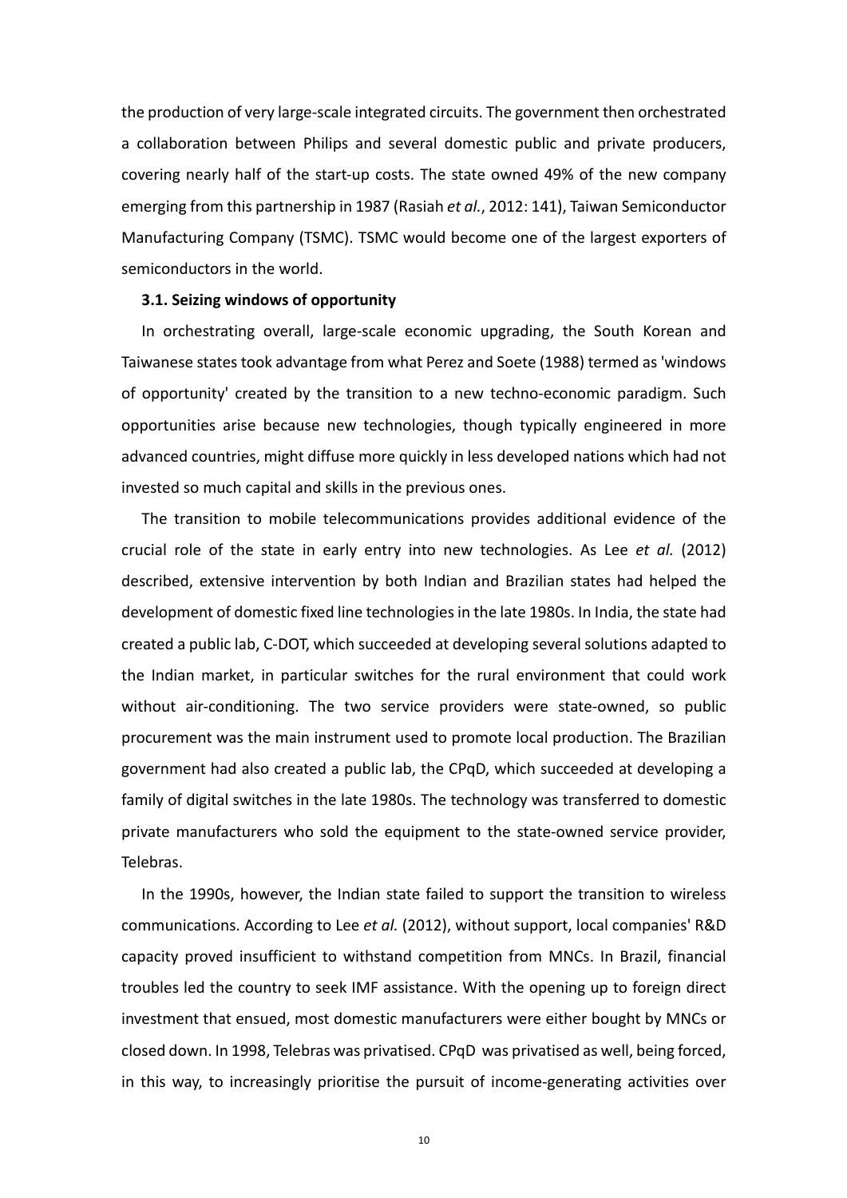the production of very large-scale integrated circuits. The government then orchestrated a collaboration between Philips and several domestic public and private producers, covering nearly half of the start-up costs. The state owned 49% of the new company emerging from this partnership in 1987 (Rasiah *et al.*, 2012: 141), Taiwan Semiconductor Manufacturing Company (TSMC). TSMC would become one of the largest exporters of semiconductors in the world.

### 3.1. Seizing windows of opportunity

In orchestrating overall, large-scale economic upgrading, the South Korean and Taiwanese states took advantage from what Perez and Soete (1988) termed as 'windows of opportunity' created by the transition to a new techno-economic paradigm. Such opportunities arise because new technologies, though typically engineered in more advanced countries, might diffuse more quickly in less developed nations which had not invested so much capital and skills in the previous ones.

The transition to mobile telecommunications provides additional evidence of the crucial role of the state in early entry into new technologies. As Lee *et al.* (2012) described, extensive intervention by both Indian and Brazilian states had helped the development of domestic fixed line technologies in the late 1980s. In India, the state had created a public lab, C-DOT, which succeeded at developing several solutions adapted to the Indian market, in particular switches for the rural environment that could work without air-conditioning. The two service providers were state-owned, so public procurement was the main instrument used to promote local production. The Brazilian government had also created a public lab, the CPqD, which succeeded at developing a family of digital switches in the late 1980s. The technology was transferred to domestic private manufacturers who sold the equipment to the state-owned service provider, Telebras.

In the 1990s, however, the Indian state failed to support the transition to wireless communications. According to Lee *et al.* (2012), without support, local companies' R&D capacity proved insufficient to withstand competition from MNCs. In Brazil, financial troubles led the country to seek IMF assistance. With the opening up to foreign direct investment that ensued, most domestic manufacturers were either bought by MNCs or closed down. In 1998, Telebras was privatised. CPqD was privatised as well, being forced, in this way, to increasingly prioritise the pursuit of income-generating activities over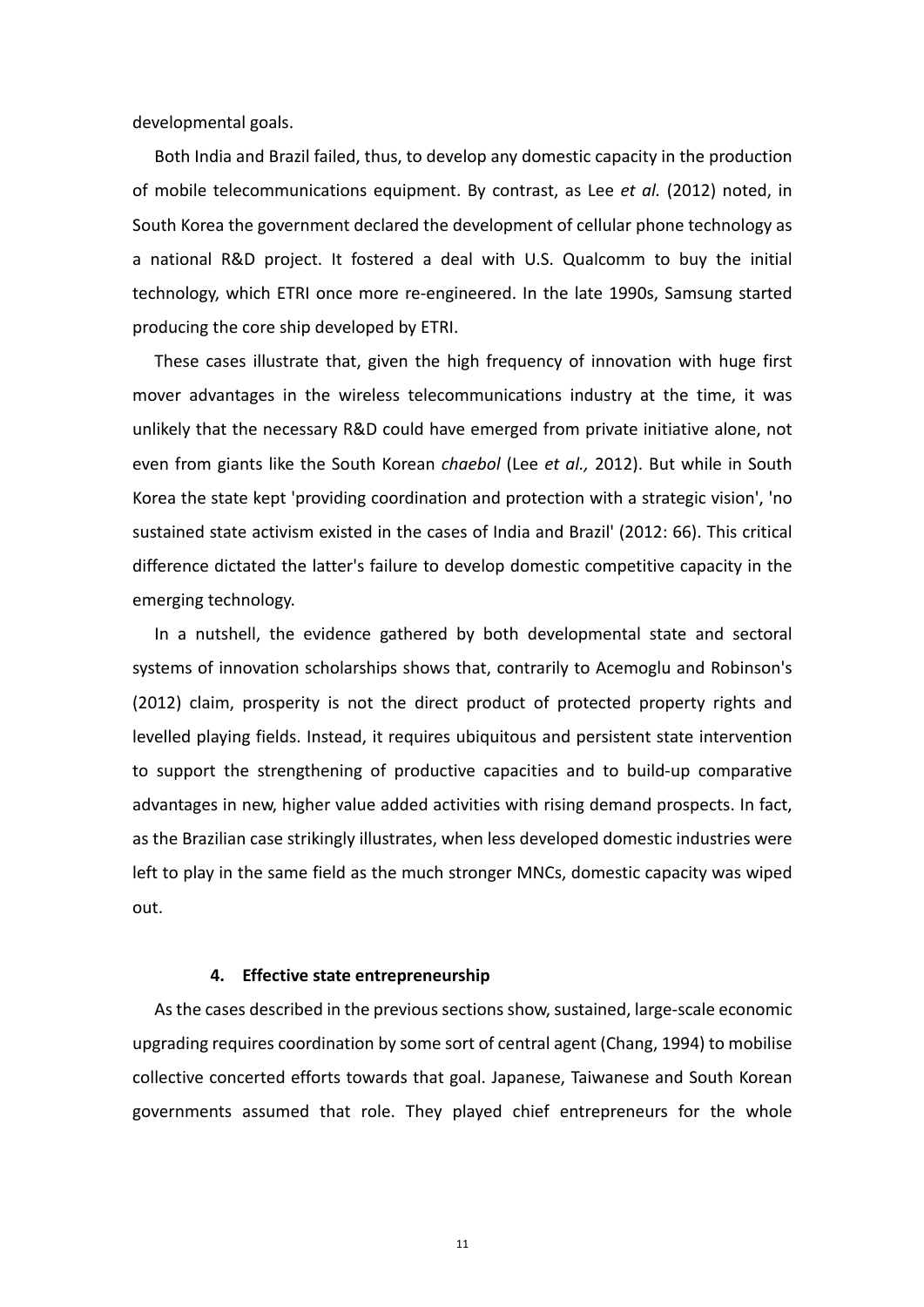developmental goals.

Both India and Brazil failed, thus, to develop any domestic capacity in the production of mobile telecommunications equipment. By contrast, as Lee *et al.* (2012) noted, in South Korea the government declared the development of cellular phone technology as a national R&D project. It fostered a deal with U.S. Qualcomm to buy the initial technology, which ETRI once more re-engineered. In the late 1990s, Samsung started producing the core ship developed by ETRI.

These cases illustrate that, given the high frequency of innovation with huge first mover advantages in the wireless telecommunications industry at the time, it was unlikely that the necessary R&D could have emerged from private initiative alone, not even from giants like the South Korean *chaebol* (Lee *et al.,* 2012). But while in South Korea the state kept 'providing coordination and protection with a strategic vision', 'no sustained state activism existed in the cases of India and Brazil' (2012: 66). This critical difference dictated the latter's failure to develop domestic competitive capacity in the emerging technology.

In a nutshell, the evidence gathered by both developmental state and sectoral systems of innovation scholarships shows that, contrarily to Acemoglu and Robinson's (2012) claim, prosperity is not the direct product of protected property rights and levelled playing fields. Instead, it requires ubiquitous and persistent state intervention to support the strengthening of productive capacities and to build-up comparative advantages in new, higher value added activities with rising demand prospects. In fact, as the Brazilian case strikingly illustrates, when less developed domestic industries were left to play in the same field as the much stronger MNCs, domestic capacity was wiped out.

## 4. Effective state entrepreneurship

As the cases described in the previous sections show, sustained, large-scale economic upgrading requires coordination by some sort of central agent (Chang, 1994) to mobilise collective concerted efforts towards that goal. Japanese, Taiwanese and South Korean governments assumed that role. They played chief entrepreneurs for the whole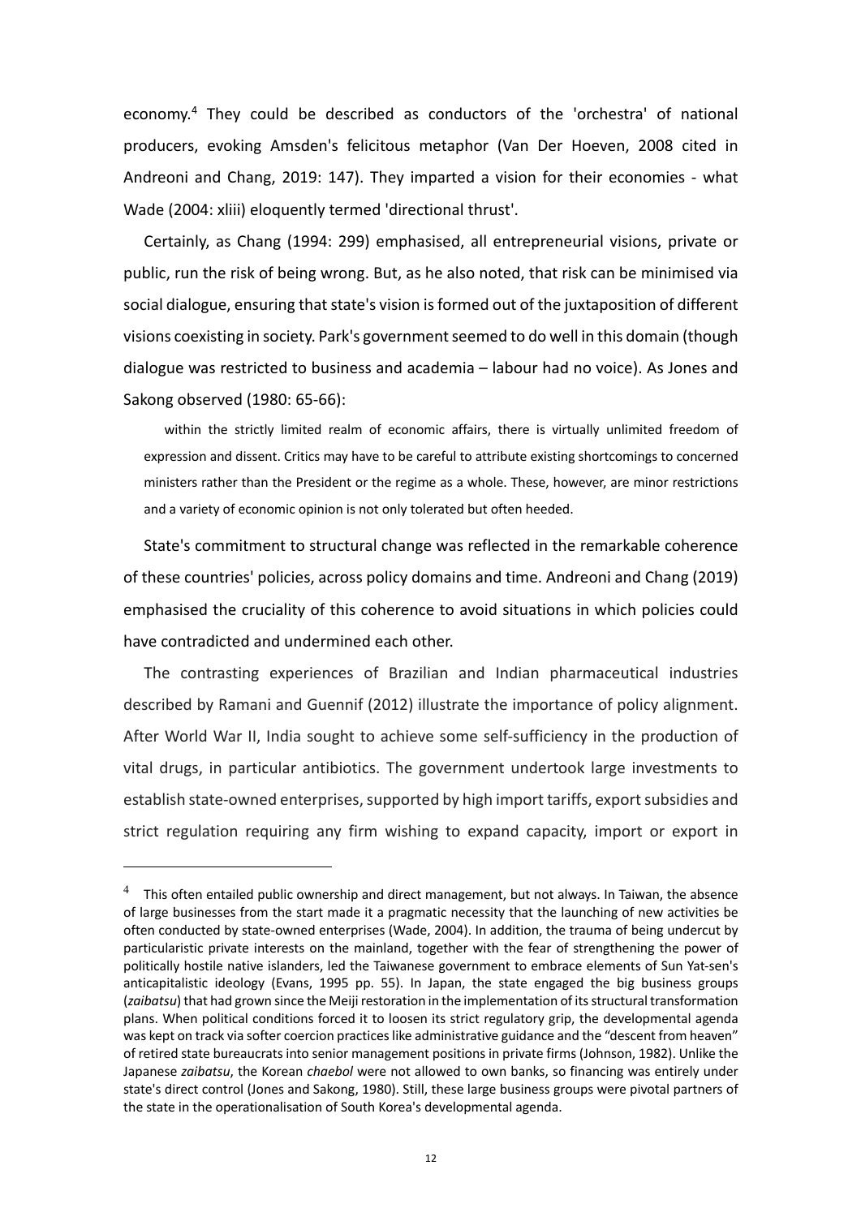economy.[4] They could be described as conductors of the 'orchestra' of national producers, evoking Amsden's felicitous metaphor (Van Der Hoeven, 2008 cited in Andreoni and Chang, 2019: 147). They imparted a vision for their economies - what Wade (2004: xliii) eloquently termed 'directional thrust'.

Certainly, as Chang (1994: 299) emphasised, all entrepreneurial visions, private or public, run the risk of being wrong. But, as he also noted, that risk can be minimised via social dialogue, ensuring that state's vision is formed out of the juxtaposition of different visions coexisting in society. Park's government seemed to do well in this domain (though dialogue was restricted to business and academia – labour had no voice). As Jones and Sakong observed (1980: 65-66):

> within the strictly limited realm of economic affairs, there is virtually unlimited freedom of expression and dissent. Critics may have to be careful to attribute existing shortcomings to concerned ministers rather than the President or the regime as a whole. These, however, are minor restrictions and a variety of economic opinion is not only tolerated but often heeded.

State's commitment to structural change was reflected in the remarkable coherence of these countries' policies, across policy domains and time. Andreoni and Chang (2019) emphasised the cruciality of this coherence to avoid situations in which policies could have contradicted and undermined each other.

The contrasting experiences of Brazilian and Indian pharmaceutical industries described by Ramani and Guennif (2012) illustrate the importance of policy alignment. After World War II, India sought to achieve some self-sufficiency in the production of vital drugs, in particular antibiotics. The government undertook large investments to establish state-owned enterprises, supported by high import tariffs, export subsidies and strict regulation requiring any firm wishing to expand capacity, import or export in

---

[4] This often entailed public ownership and direct management, but not always. In Taiwan, the absence of large businesses from the start made it a pragmatic necessity that the launching of new activities be often conducted by state-owned enterprises (Wade, 2004). In addition, the trauma of being undercut by particularistic private interests on the mainland, together with the fear of strengthening the power of politically hostile native islanders, led the Taiwanese government to embrace elements of Sun Yat-sen's anticapitalistic ideology (Evans, 1995 pp. 55). In Japan, the state engaged the big business groups (*zaibatsu*) that had grown since the Meiji restoration in the implementation of its structural transformation plans. When political conditions forced it to loosen its strict regulatory grip, the developmental agenda was kept on track via softer coercion practices like administrative guidance and the "descent from heaven" of retired state bureaucrats into senior management positions in private firms (Johnson, 1982). Unlike the Japanese *zaibatsu*, the Korean *chaebol* were not allowed to own banks, so financing was entirely under state's direct control (Jones and Sakong, 1980). Still, these large business groups were pivotal partners of the state in the operationalisation of South Korea's developmental agenda.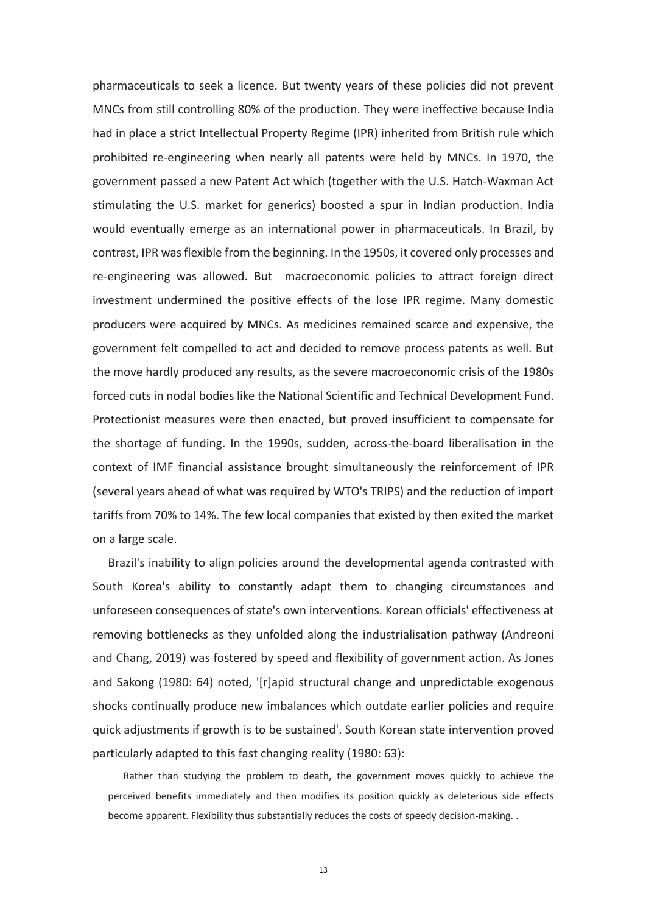pharmaceuticals to seek a licence. But twenty years of these policies did not prevent MNCs from still controlling 80% of the production. They were ineffective because India had in place a strict Intellectual Property Regime (IPR) inherited from British rule which prohibited re-engineering when nearly all patents were held by MNCs. In 1970, the government passed a new Patent Act which (together with the U.S. Hatch-Waxman Act stimulating the U.S. market for generics) boosted a spur in Indian production. India would eventually emerge as an international power in pharmaceuticals. In Brazil, by contrast, IPR was flexible from the beginning. In the 1950s, it covered only processes and re-engineering was allowed. But macroeconomic policies to attract foreign direct investment undermined the positive effects of the lose IPR regime. Many domestic producers were acquired by MNCs. As medicines remained scarce and expensive, the government felt compelled to act and decided to remove process patents as well. But the move hardly produced any results, as the severe macroeconomic crisis of the 1980s forced cuts in nodal bodies like the National Scientific and Technical Development Fund. Protectionist measures were then enacted, but proved insufficient to compensate for the shortage of funding. In the 1990s, sudden, across-the-board liberalisation in the context of IMF financial assistance brought simultaneously the reinforcement of IPR (several years ahead of what was required by WTO's TRIPS) and the reduction of import tariffs from 70% to 14%. The few local companies that existed by then exited the market on a large scale.

Brazil's inability to align policies around the developmental agenda contrasted with South Korea's ability to constantly adapt them to changing circumstances and unforeseen consequences of state's own interventions. Korean officials' effectiveness at removing bottlenecks as they unfolded along the industrialisation pathway (Andreoni and Chang, 2019) was fostered by speed and flexibility of government action. As Jones and Sakong (1980: 64) noted, '[r]apid structural change and unpredictable exogenous shocks continually produce new imbalances which outdate earlier policies and require quick adjustments if growth is to be sustained'. South Korean state intervention proved particularly adapted to this fast changing reality (1980: 63):

> Rather than studying the problem to death, the government moves quickly to achieve the perceived benefits immediately and then modifies its position quickly as deleterious side effects become apparent. Flexibility thus substantially reduces the costs of speedy decision-making. .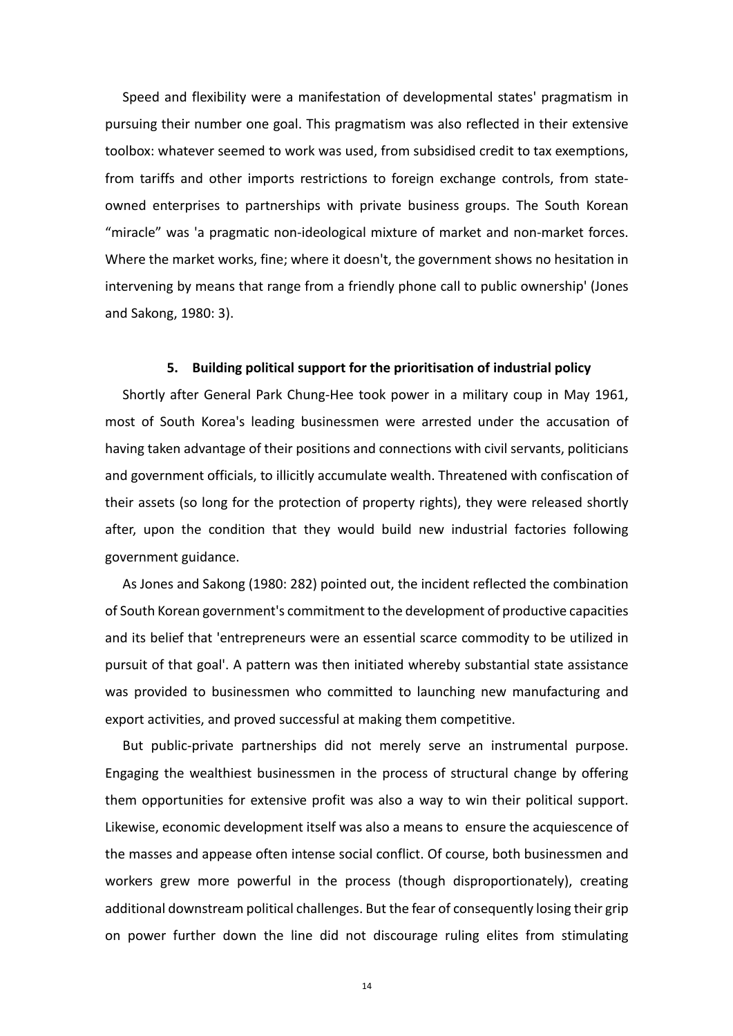Speed and flexibility were a manifestation of developmental states' pragmatism in pursuing their number one goal. This pragmatism was also reflected in their extensive toolbox: whatever seemed to work was used, from subsidised credit to tax exemptions, from tariffs and other imports restrictions to foreign exchange controls, from state-owned enterprises to partnerships with private business groups. The South Korean "miracle" was 'a pragmatic non-ideological mixture of market and non-market forces. Where the market works, fine; where it doesn't, the government shows no hesitation in intervening by means that range from a friendly phone call to public ownership' (Jones and Sakong, 1980: 3).

## 5. Building political support for the prioritisation of industrial policy

Shortly after General Park Chung-Hee took power in a military coup in May 1961, most of South Korea's leading businessmen were arrested under the accusation of having taken advantage of their positions and connections with civil servants, politicians and government officials, to illicitly accumulate wealth. Threatened with confiscation of their assets (so long for the protection of property rights), they were released shortly after, upon the condition that they would build new industrial factories following government guidance.

As Jones and Sakong (1980: 282) pointed out, the incident reflected the combination of South Korean government's commitment to the development of productive capacities and its belief that 'entrepreneurs were an essential scarce commodity to be utilized in pursuit of that goal'. A pattern was then initiated whereby substantial state assistance was provided to businessmen who committed to launching new manufacturing and export activities, and proved successful at making them competitive.

But public-private partnerships did not merely serve an instrumental purpose. Engaging the wealthiest businessmen in the process of structural change by offering them opportunities for extensive profit was also a way to win their political support. Likewise, economic development itself was also a means to ensure the acquiescence of the masses and appease often intense social conflict. Of course, both businessmen and workers grew more powerful in the process (though disproportionately), creating additional downstream political challenges. But the fear of consequently losing their grip on power further down the line did not discourage ruling elites from stimulating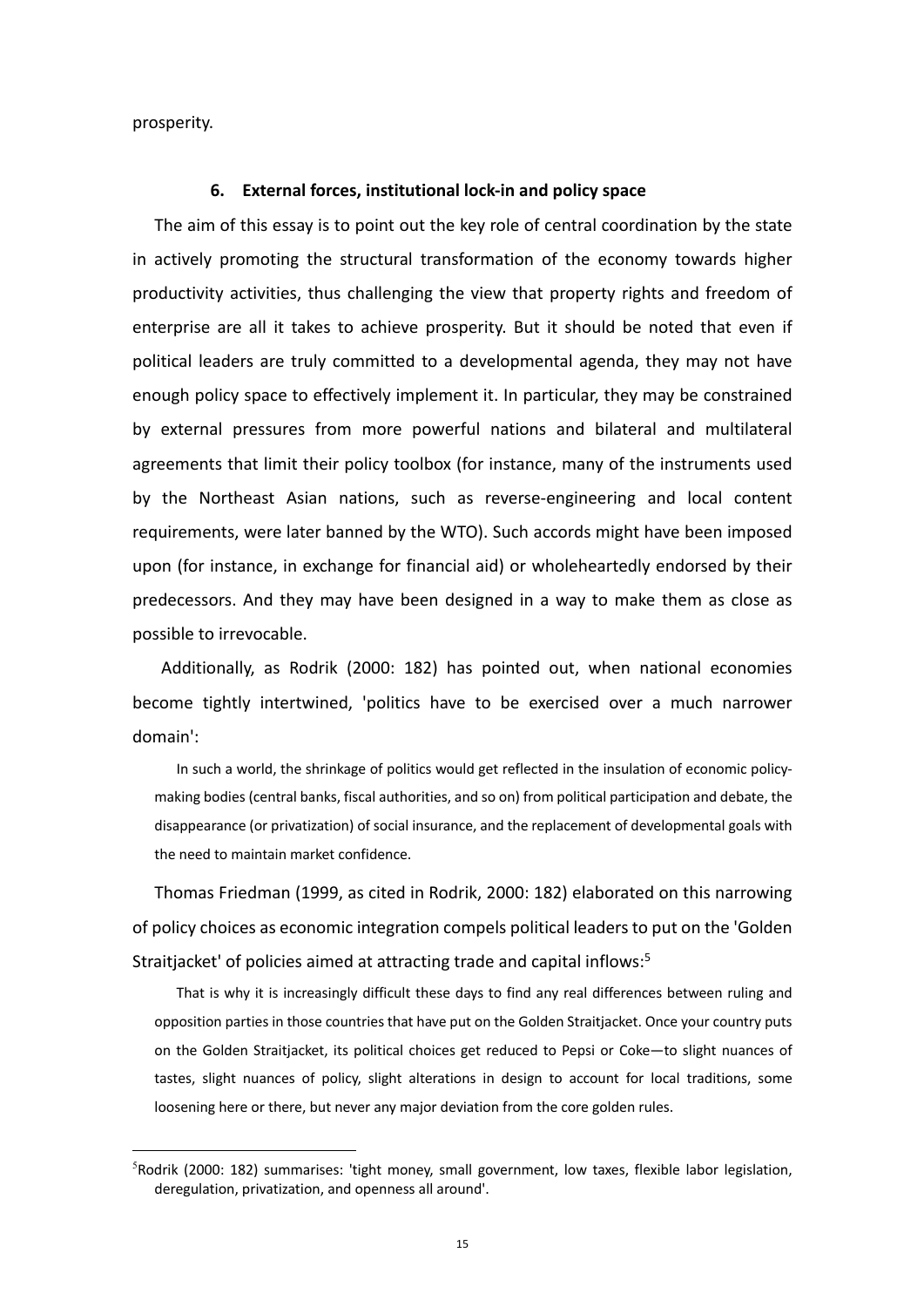prosperity.

## 6. External forces, institutional lock-in and policy space

The aim of this essay is to point out the key role of central coordination by the state in actively promoting the structural transformation of the economy towards higher productivity activities, thus challenging the view that property rights and freedom of enterprise are all it takes to achieve prosperity. But it should be noted that even if political leaders are truly committed to a developmental agenda, they may not have enough policy space to effectively implement it. In particular, they may be constrained by external pressures from more powerful nations and bilateral and multilateral agreements that limit their policy toolbox (for instance, many of the instruments used by the Northeast Asian nations, such as reverse-engineering and local content requirements, were later banned by the WTO). Such accords might have been imposed upon (for instance, in exchange for financial aid) or wholeheartedly endorsed by their predecessors. And they may have been designed in a way to make them as close as possible to irrevocable.

Additionally, as Rodrik (2000: 182) has pointed out, when national economies become tightly intertwined, 'politics have to be exercised over a much narrower domain':

> In such a world, the shrinkage of politics would get reflected in the insulation of economic policy-making bodies (central banks, fiscal authorities, and so on) from political participation and debate, the disappearance (or privatization) of social insurance, and the replacement of developmental goals with the need to maintain market confidence.

Thomas Friedman (1999, as cited in Rodrik, 2000: 182) elaborated on this narrowing of policy choices as economic integration compels political leaders to put on the 'Golden Straitjacket' of policies aimed at attracting trade and capital inflows:[5]

> That is why it is increasingly difficult these days to find any real differences between ruling and opposition parties in those countries that have put on the Golden Straitjacket. Once your country puts on the Golden Straitjacket, its political choices get reduced to Pepsi or Coke—to slight nuances of tastes, slight nuances of policy, slight alterations in design to account for local traditions, some loosening here or there, but never any major deviation from the core golden rules.

---

[5] Rodrik (2000: 182) summarises: 'tight money, small government, low taxes, flexible labor legislation, deregulation, privatization, and openness all around'.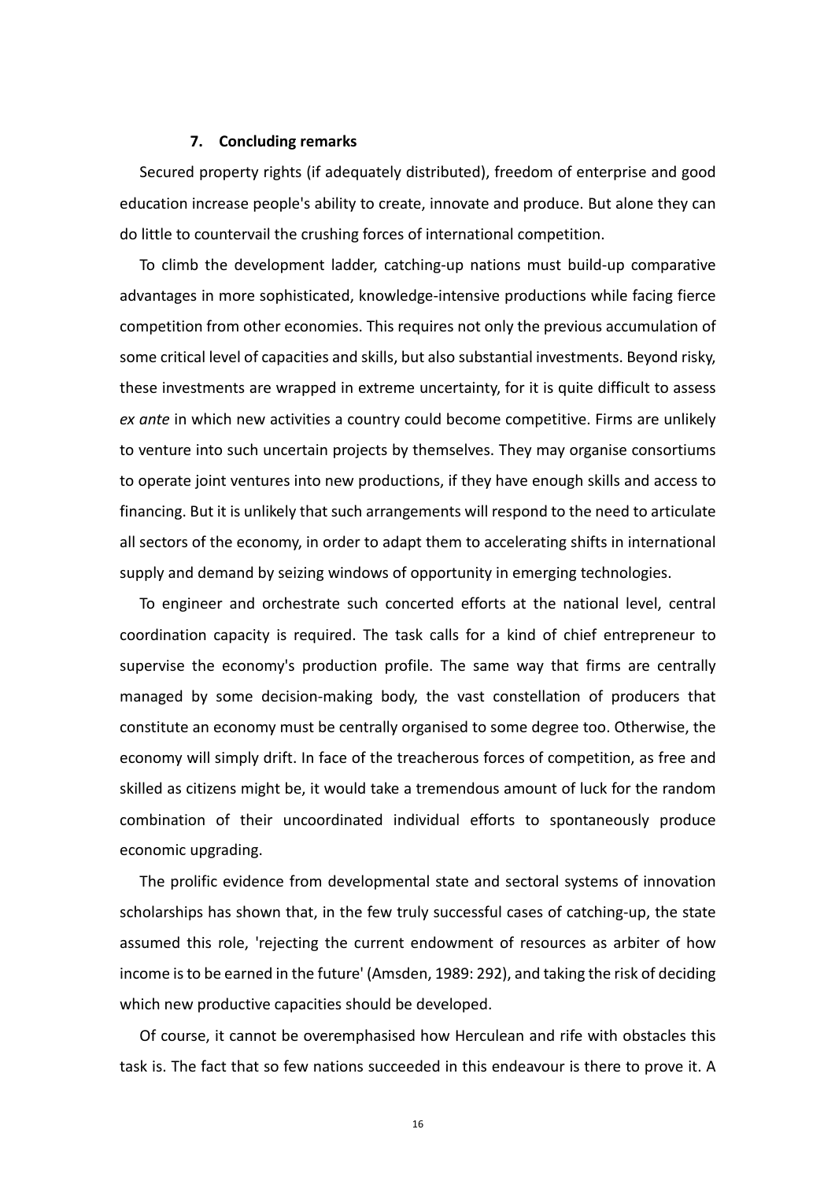## 7. Concluding remarks

Secured property rights (if adequately distributed), freedom of enterprise and good education increase people's ability to create, innovate and produce. But alone they can do little to countervail the crushing forces of international competition.

To climb the development ladder, catching-up nations must build-up comparative advantages in more sophisticated, knowledge-intensive productions while facing fierce competition from other economies. This requires not only the previous accumulation of some critical level of capacities and skills, but also substantial investments. Beyond risky, these investments are wrapped in extreme uncertainty, for it is quite difficult to assess *ex ante* in which new activities a country could become competitive. Firms are unlikely to venture into such uncertain projects by themselves. They may organise consortiums to operate joint ventures into new productions, if they have enough skills and access to financing. But it is unlikely that such arrangements will respond to the need to articulate all sectors of the economy, in order to adapt them to accelerating shifts in international supply and demand by seizing windows of opportunity in emerging technologies.

To engineer and orchestrate such concerted efforts at the national level, central coordination capacity is required. The task calls for a kind of chief entrepreneur to supervise the economy's production profile. The same way that firms are centrally managed by some decision-making body, the vast constellation of producers that constitute an economy must be centrally organised to some degree too. Otherwise, the economy will simply drift. In face of the treacherous forces of competition, as free and skilled as citizens might be, it would take a tremendous amount of luck for the random combination of their uncoordinated individual efforts to spontaneously produce economic upgrading.

The prolific evidence from developmental state and sectoral systems of innovation scholarships has shown that, in the few truly successful cases of catching-up, the state assumed this role, 'rejecting the current endowment of resources as arbiter of how income is to be earned in the future' (Amsden, 1989: 292), and taking the risk of deciding which new productive capacities should be developed.

Of course, it cannot be overemphasised how Herculean and rife with obstacles this task is. The fact that so few nations succeeded in this endeavour is there to prove it. A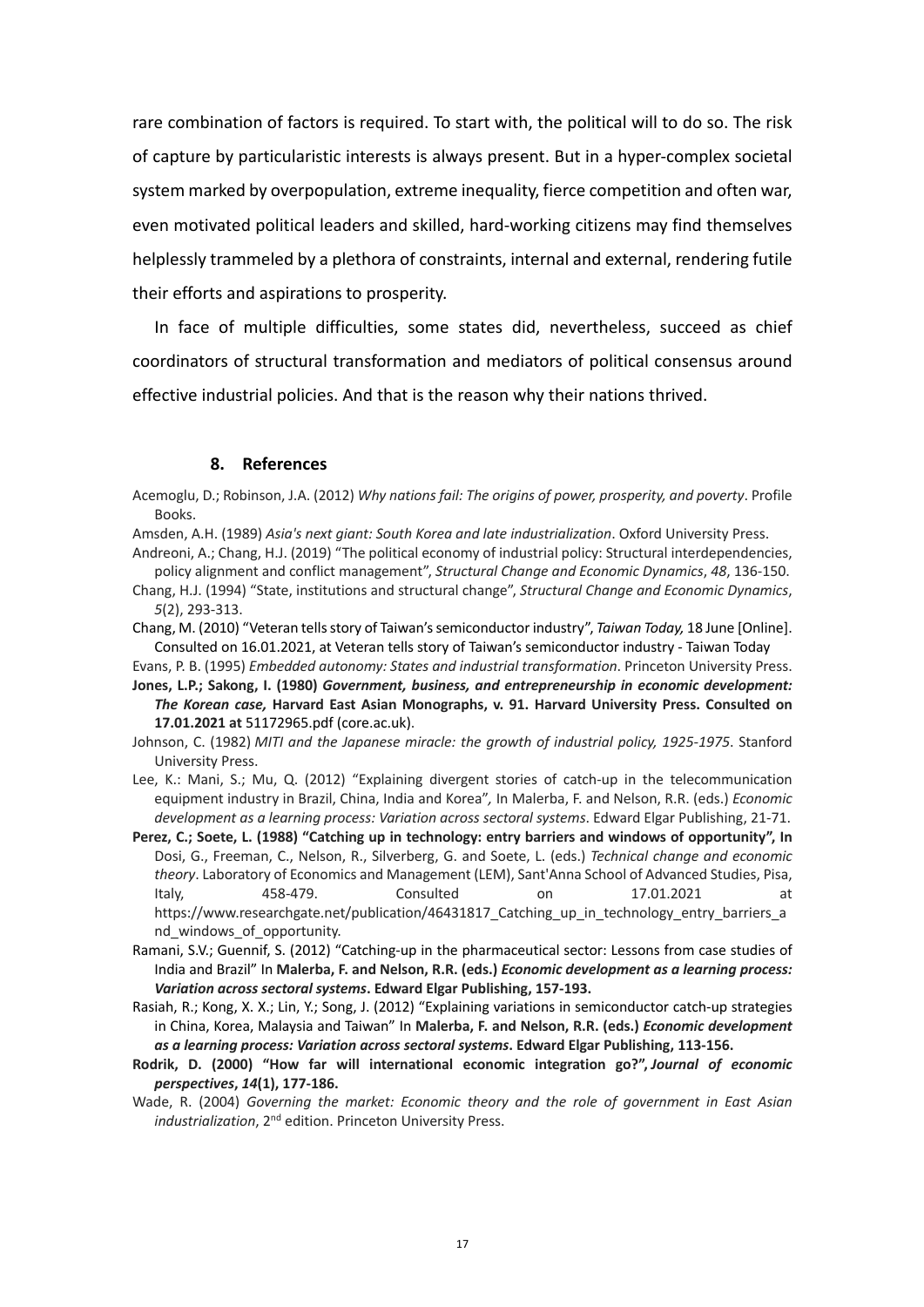rare combination of factors is required. To start with, the political will to do so. The risk of capture by particularistic interests is always present. But in a hyper-complex societal system marked by overpopulation, extreme inequality, fierce competition and often war, even motivated political leaders and skilled, hard-working citizens may find themselves helplessly trammeled by a plethora of constraints, internal and external, rendering futile their efforts and aspirations to prosperity.

In face of multiple difficulties, some states did, nevertheless, succeed as chief coordinators of structural transformation and mediators of political consensus around effective industrial policies. And that is the reason why their nations thrived.

## 8. References

Acemoglu, D.; Robinson, J.A. (2012) *Why nations fail: The origins of power, prosperity, and poverty*. Profile Books.

Amsden, A.H. (1989) *Asia's next giant: South Korea and late industrialization*. Oxford University Press.

Andreoni, A.; Chang, H.J. (2019) "The political economy of industrial policy: Structural interdependencies, policy alignment and conflict management", *Structural Change and Economic Dynamics*, *48*, 136-150.

Chang, H.J. (1994) "State, institutions and structural change", *Structural Change and Economic Dynamics*, *5*(2), 293-313.

Chang, M. (2010) "Veteran tells story of Taiwan's semiconductor industry", *Taiwan Today,* 18 June [Online]. Consulted on 16.01.2021, at Veteran tells story of Taiwan's semiconductor industry - Taiwan Today

Evans, P. B. (1995) *Embedded autonomy: States and industrial transformation*. Princeton University Press.

**Jones, L.P.; Sakong, I. (1980)** ***Government, business, and entrepreneurship in economic development: The Korean case,*** **Harvard East Asian Monographs, v. 91. Harvard University Press. Consulted on 17.01.2021 at** 51172965.pdf (core.ac.uk).

Johnson, C. (1982) *MITI and the Japanese miracle: the growth of industrial policy, 1925-1975*. Stanford University Press.

Lee, K.: Mani, S.; Mu, Q. (2012) "Explaining divergent stories of catch-up in the telecommunication equipment industry in Brazil, China, India and Korea", In Malerba, F. and Nelson, R.R. (eds.) *Economic development as a learning process: Variation across sectoral systems*. Edward Elgar Publishing, 21-71.

**Perez, C.; Soete, L. (1988) "Catching up in technology: entry barriers and windows of opportunity", In** Dosi, G., Freeman, C., Nelson, R., Silverberg, G. and Soete, L. (eds.) *Technical change and economic theory*. Laboratory of Economics and Management (LEM), Sant'Anna School of Advanced Studies, Pisa, Italy, 458-479. Consulted on 17.01.2021 at https://www.researchgate.net/publication/46431817_Catching_up_in_technology_entry_barriers_and_windows_of_opportunity.

Ramani, S.V.; Guennif, S. (2012) "Catching-up in the pharmaceutical sector: Lessons from case studies of India and Brazil" In **Malerba, F. and Nelson, R.R. (eds.)** ***Economic development as a learning process: Variation across sectoral systems*****. Edward Elgar Publishing, 157-193.**

Rasiah, R.; Kong, X. X.; Lin, Y.; Song, J. (2012) "Explaining variations in semiconductor catch-up strategies in China, Korea, Malaysia and Taiwan" In **Malerba, F. and Nelson, R.R. (eds.)** ***Economic development as a learning process: Variation across sectoral systems*****. Edward Elgar Publishing, 113-156.**

**Rodrik, D. (2000) "How far will international economic integration go?",** ***Journal of economic perspectives*****,** ***14*****(1), 177-186.**

Wade, R. (2004) *Governing the market: Economic theory and the role of government in East Asian industrialization*, 2nd edition. Princeton University Press.